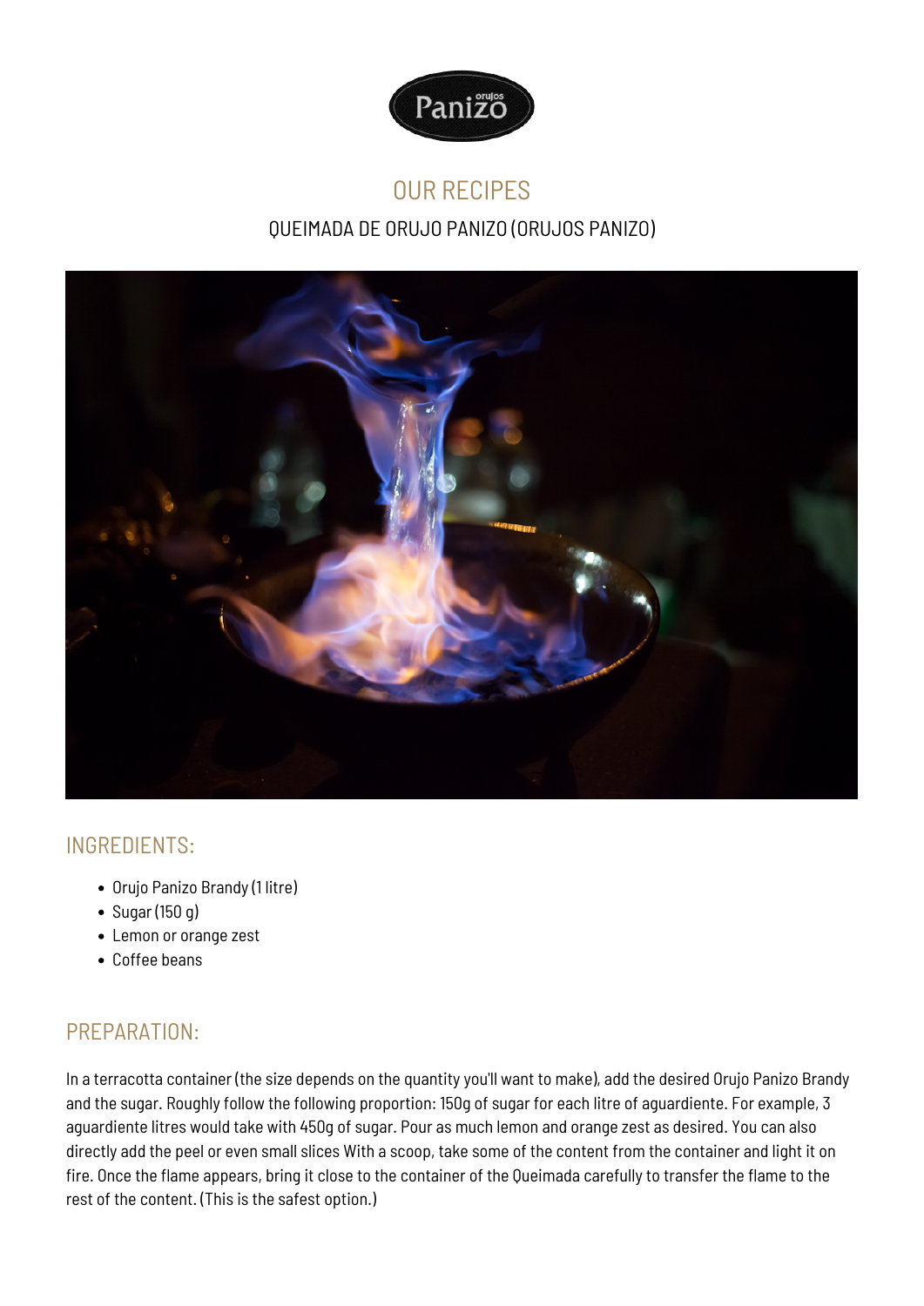Panizo orujos

# OUR RECIPES

## QUEIMADA DE ORUJO PANIZO (ORUJOS PANIZO)

## INGREDIENTS:

- Orujo Panizo Brandy (1 litre)
- Sugar (150 g)
- Lemon or orange zest
- Coffee beans

## PREPARATION:

In a terracotta container (the size depends on the quantity you'll want to make), add the desired Orujo Panizo Brandy and the sugar. Roughly follow the following proportion: 150g of sugar for each litre of aguardiente. For example, 3 aguardiente litres would take with 450g of sugar. Pour as much lemon and orange zest as desired. You can also directly add the peel or even small slices With a scoop, take some of the content from the container and light it on fire. Once the flame appears, bring it close to the container of the Queimada carefully to transfer the flame to the rest of the content. (This is the safest option.)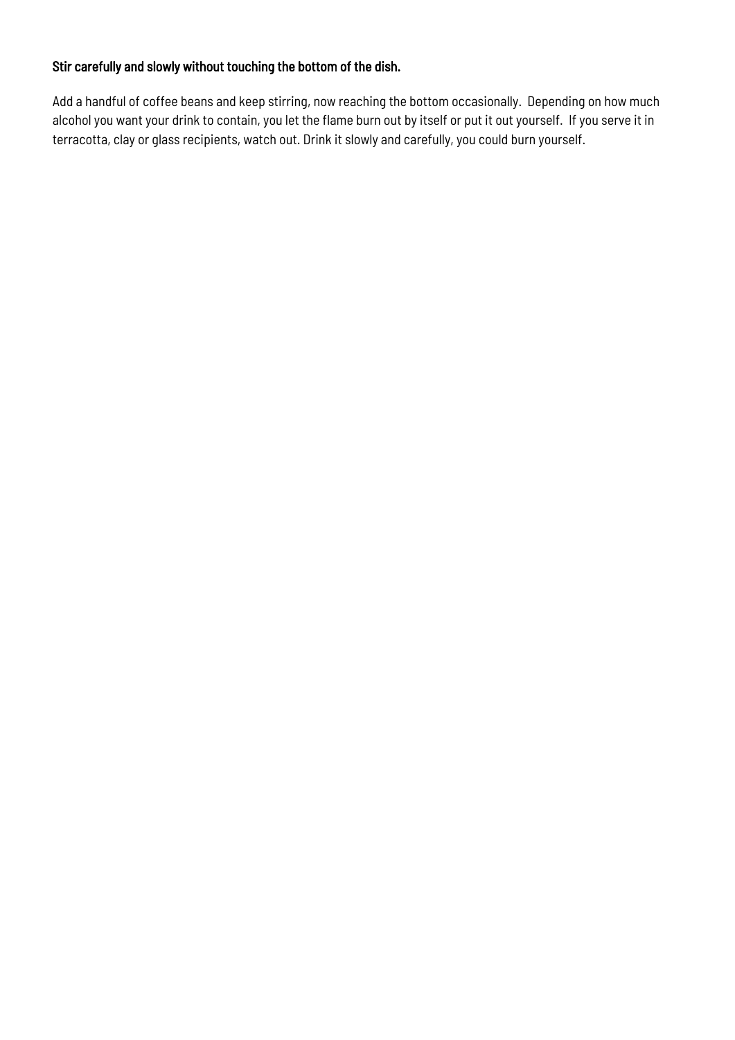**Stir carefully and slowly without touching the bottom of the dish.**

Add a handful of coffee beans and keep stirring, now reaching the bottom occasionally. Depending on how much alcohol you want your drink to contain, you let the flame burn out by itself or put it out yourself. If you serve it in terracotta, clay or glass recipients, watch out. Drink it slowly and carefully, you could burn yourself.